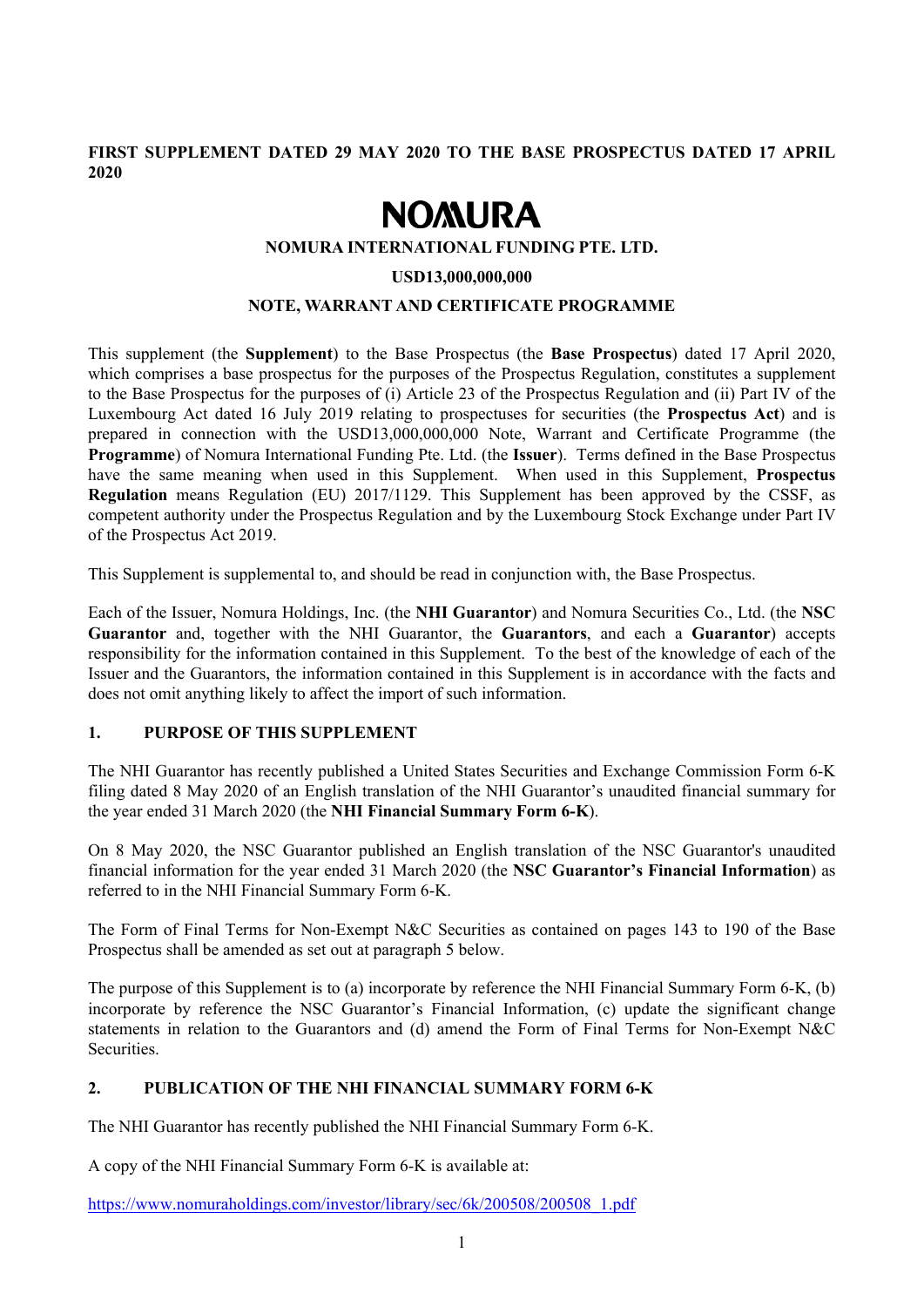**FIRST SUPPLEMENT DATED 29 MAY 2020 TO THE BASE PROSPECTUS DATED 17 APRIL 2020**

# NOMURA

**NOMURA INTERNATIONAL FUNDING PTE. LTD.**

**USD13,000,000,000**

**NOTE, WARRANT AND CERTIFICATE PROGRAMME**

This supplement (the **Supplement**) to the Base Prospectus (the **Base Prospectus**) dated 17 April 2020, which comprises a base prospectus for the purposes of the Prospectus Regulation, constitutes a supplement to the Base Prospectus for the purposes of (i) Article 23 of the Prospectus Regulation and (ii) Part IV of the Luxembourg Act dated 16 July 2019 relating to prospectuses for securities (the **Prospectus Act**) and is prepared in connection with the USD13,000,000,000 Note, Warrant and Certificate Programme (the **Programme**) of Nomura International Funding Pte. Ltd. (the **Issuer**). Terms defined in the Base Prospectus have the same meaning when used in this Supplement. When used in this Supplement, **Prospectus Regulation** means Regulation (EU) 2017/1129. This Supplement has been approved by the CSSF, as competent authority under the Prospectus Regulation and by the Luxembourg Stock Exchange under Part IV of the Prospectus Act 2019.

This Supplement is supplemental to, and should be read in conjunction with, the Base Prospectus.

Each of the Issuer, Nomura Holdings, Inc. (the **NHI Guarantor**) and Nomura Securities Co., Ltd. (the **NSC Guarantor** and, together with the NHI Guarantor, the **Guarantors**, and each a **Guarantor**) accepts responsibility for the information contained in this Supplement. To the best of the knowledge of each of the Issuer and the Guarantors, the information contained in this Supplement is in accordance with the facts and does not omit anything likely to affect the import of such information.

## 1. PURPOSE OF THIS SUPPLEMENT

The NHI Guarantor has recently published a United States Securities and Exchange Commission Form 6-K filing dated 8 May 2020 of an English translation of the NHI Guarantor's unaudited financial summary for the year ended 31 March 2020 (the **NHI Financial Summary Form 6-K**).

On 8 May 2020, the NSC Guarantor published an English translation of the NSC Guarantor's unaudited financial information for the year ended 31 March 2020 (the **NSC Guarantor's Financial Information**) as referred to in the NHI Financial Summary Form 6-K.

The Form of Final Terms for Non-Exempt N&C Securities as contained on pages 143 to 190 of the Base Prospectus shall be amended as set out at paragraph 5 below.

The purpose of this Supplement is to (a) incorporate by reference the NHI Financial Summary Form 6-K, (b) incorporate by reference the NSC Guarantor's Financial Information, (c) update the significant change statements in relation to the Guarantors and (d) amend the Form of Final Terms for Non-Exempt N&C Securities.

## 2. PUBLICATION OF THE NHI FINANCIAL SUMMARY FORM 6-K

The NHI Guarantor has recently published the NHI Financial Summary Form 6-K.

A copy of the NHI Financial Summary Form 6-K is available at:

https://www.nomuraholdings.com/investor/library/sec/6k/200508/200508_1.pdf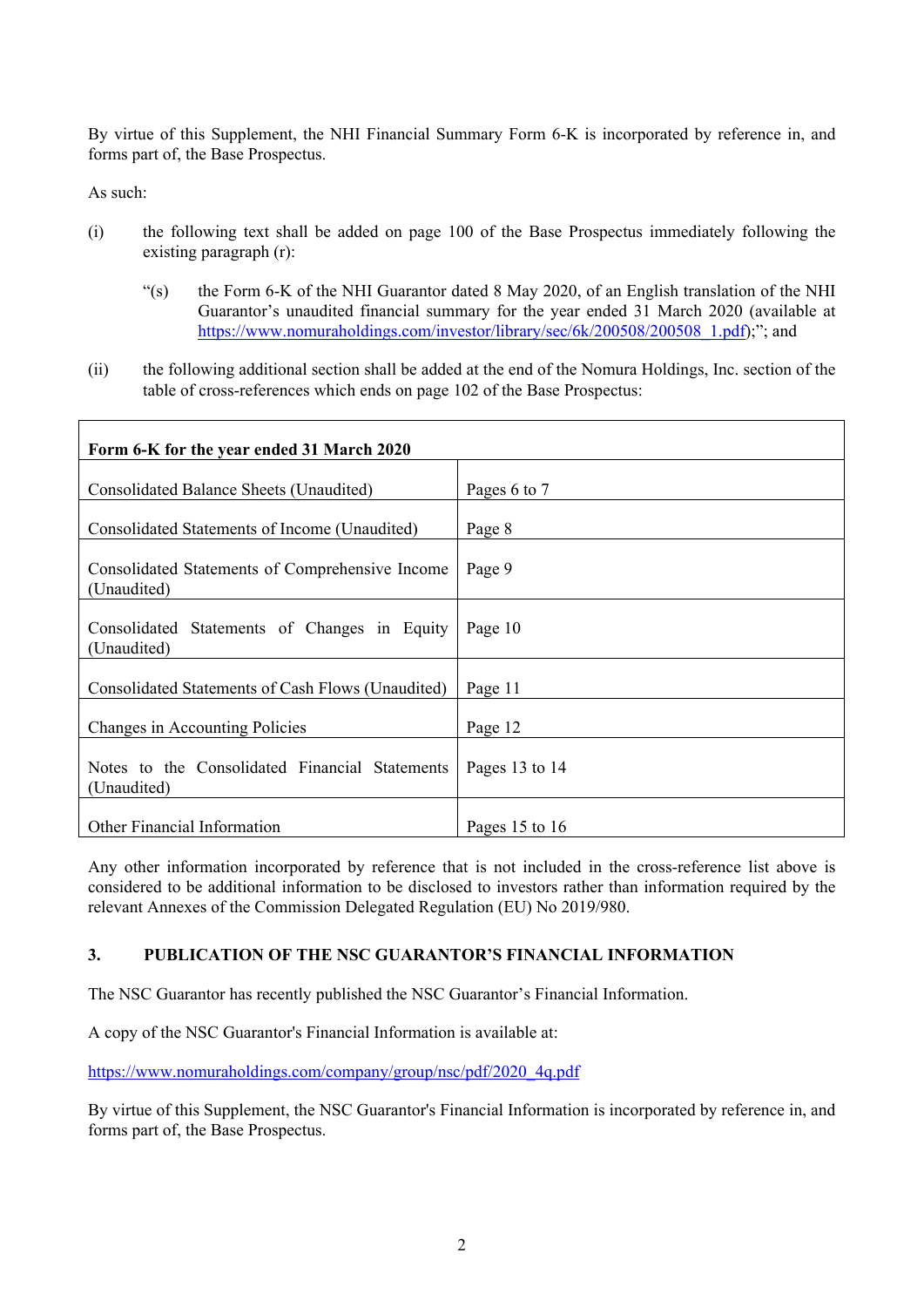By virtue of this Supplement, the NHI Financial Summary Form 6-K is incorporated by reference in, and forms part of, the Base Prospectus.

As such:

(i) the following text shall be added on page 100 of the Base Prospectus immediately following the existing paragraph (r):

> "(s) the Form 6-K of the NHI Guarantor dated 8 May 2020, of an English translation of the NHI Guarantor's unaudited financial summary for the year ended 31 March 2020 (available at https://www.nomuraholdings.com/investor/library/sec/6k/200508/200508_1.pdf);"; and

(ii) the following additional section shall be added at the end of the Nomura Holdings, Inc. section of the table of cross-references which ends on page 102 of the Base Prospectus:

| **Form 6-K for the year ended 31 March 2020** | |
|---|---|
| Consolidated Balance Sheets (Unaudited) | Pages 6 to 7 |
| Consolidated Statements of Income (Unaudited) | Page 8 |
| Consolidated Statements of Comprehensive Income (Unaudited) | Page 9 |
| Consolidated Statements of Changes in Equity (Unaudited) | Page 10 |
| Consolidated Statements of Cash Flows (Unaudited) | Page 11 |
| Changes in Accounting Policies | Page 12 |
| Notes to the Consolidated Financial Statements (Unaudited) | Pages 13 to 14 |
| Other Financial Information | Pages 15 to 16 |

Any other information incorporated by reference that is not included in the cross-reference list above is considered to be additional information to be disclosed to investors rather than information required by the relevant Annexes of the Commission Delegated Regulation (EU) No 2019/980.

## 3. PUBLICATION OF THE NSC GUARANTOR'S FINANCIAL INFORMATION

The NSC Guarantor has recently published the NSC Guarantor's Financial Information.

A copy of the NSC Guarantor's Financial Information is available at:

https://www.nomuraholdings.com/company/group/nsc/pdf/2020_4q.pdf

By virtue of this Supplement, the NSC Guarantor's Financial Information is incorporated by reference in, and forms part of, the Base Prospectus.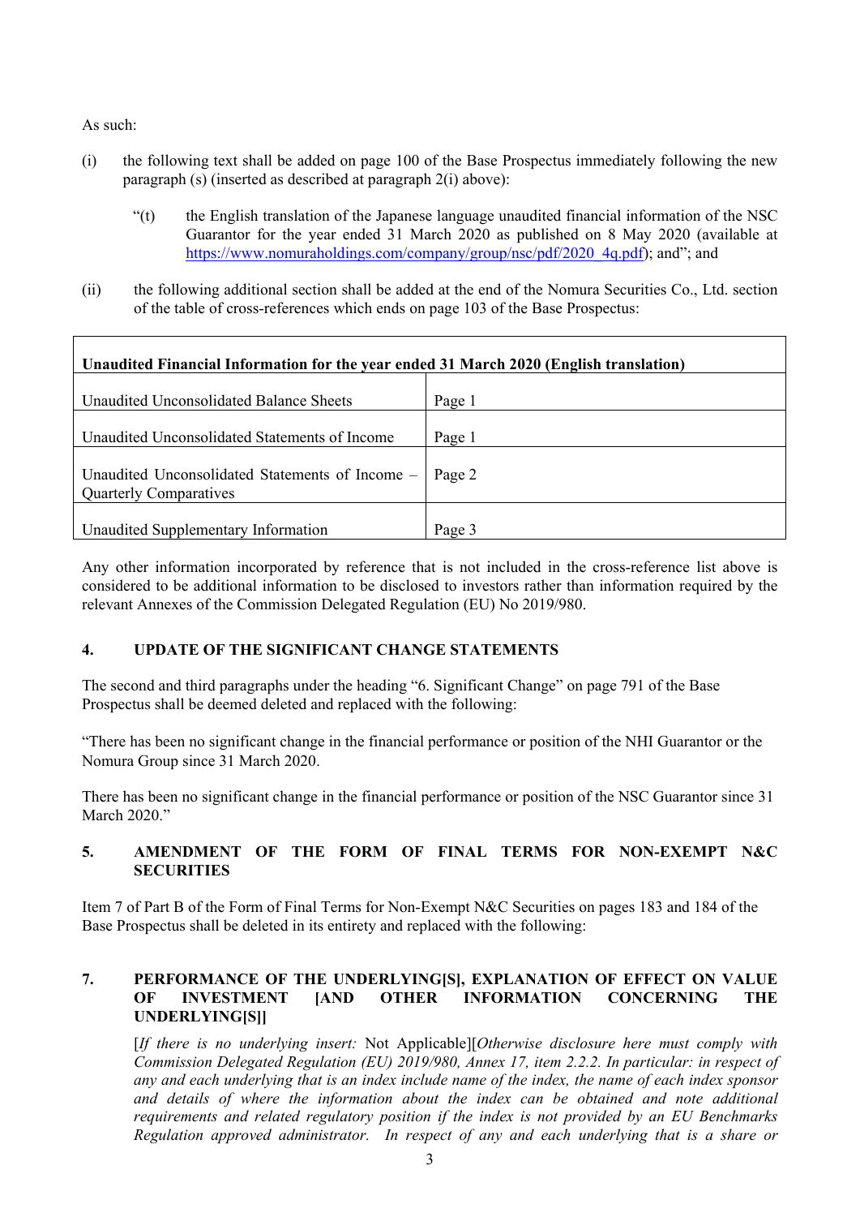As such:

(i) the following text shall be added on page 100 of the Base Prospectus immediately following the new paragraph (s) (inserted as described at paragraph 2(i) above):

> "(t) the English translation of the Japanese language unaudited financial information of the NSC Guarantor for the year ended 31 March 2020 as published on 8 May 2020 (available at https://www.nomuraholdings.com/company/group/nsc/pdf/2020_4q.pdf); and"; and

(ii) the following additional section shall be added at the end of the Nomura Securities Co., Ltd. section of the table of cross-references which ends on page 103 of the Base Prospectus:

| **Unaudited Financial Information for the year ended 31 March 2020 (English translation)** | |
|---|---|
| Unaudited Unconsolidated Balance Sheets | Page 1 |
| Unaudited Unconsolidated Statements of Income | Page 1 |
| Unaudited Unconsolidated Statements of Income – Quarterly Comparatives | Page 2 |
| Unaudited Supplementary Information | Page 3 |

Any other information incorporated by reference that is not included in the cross-reference list above is considered to be additional information to be disclosed to investors rather than information required by the relevant Annexes of the Commission Delegated Regulation (EU) No 2019/980.

## 4. UPDATE OF THE SIGNIFICANT CHANGE STATEMENTS

The second and third paragraphs under the heading "6. Significant Change" on page 791 of the Base Prospectus shall be deemed deleted and replaced with the following:

"There has been no significant change in the financial performance or position of the NHI Guarantor or the Nomura Group since 31 March 2020.

There has been no significant change in the financial performance or position of the NSC Guarantor since 31 March 2020."

## 5. AMENDMENT OF THE FORM OF FINAL TERMS FOR NON-EXEMPT N&C SECURITIES

Item 7 of Part B of the Form of Final Terms for Non-Exempt N&C Securities on pages 183 and 184 of the Base Prospectus shall be deleted in its entirety and replaced with the following:

### 7. PERFORMANCE OF THE UNDERLYING[S], EXPLANATION OF EFFECT ON VALUE OF INVESTMENT [AND OTHER INFORMATION CONCERNING THE UNDERLYING[S]]

[*If there is no underlying insert:* Not Applicable][*Otherwise disclosure here must comply with Commission Delegated Regulation (EU) 2019/980, Annex 17, item 2.2.2. In particular: in respect of any and each underlying that is an index include name of the index, the name of each index sponsor and details of where the information about the index can be obtained and note additional requirements and related regulatory position if the index is not provided by an EU Benchmarks Regulation approved administrator. In respect of any and each underlying that is a share or*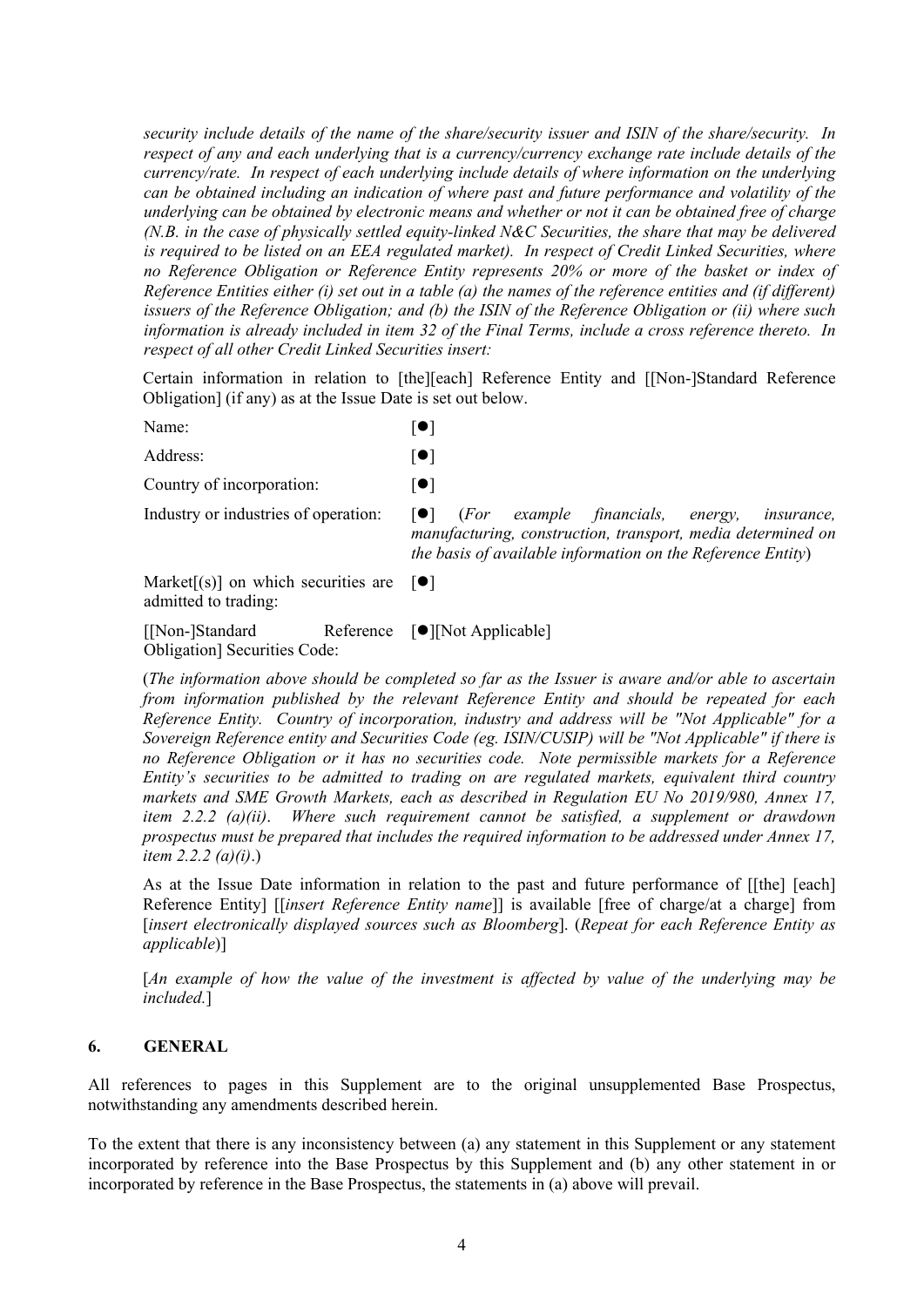*security include details of the name of the share/security issuer and ISIN of the share/security. In respect of any and each underlying that is a currency/currency exchange rate include details of the currency/rate. In respect of each underlying include details of where information on the underlying can be obtained including an indication of where past and future performance and volatility of the underlying can be obtained by electronic means and whether or not it can be obtained free of charge (N.B. in the case of physically settled equity-linked N&C Securities, the share that may be delivered is required to be listed on an EEA regulated market). In respect of Credit Linked Securities, where no Reference Obligation or Reference Entity represents 20% or more of the basket or index of Reference Entities either (i) set out in a table (a) the names of the reference entities and (if different) issuers of the Reference Obligation; and (b) the ISIN of the Reference Obligation or (ii) where such information is already included in item 32 of the Final Terms, include a cross reference thereto. In respect of all other Credit Linked Securities insert:*

Certain information in relation to [the][each] Reference Entity and [[Non-]Standard Reference Obligation] (if any) as at the Issue Date is set out below.

| | |
|---|---|
| Name: | [●] |
| Address: | [●] |
| Country of incorporation: | [●] |
| Industry or industries of operation: | [●] (*For example financials, energy, insurance, manufacturing, construction, transport, media determined on the basis of available information on the Reference Entity*) |
| Market[(s)] on which securities are admitted to trading: | [●] |
| [[Non-]Standard Reference Obligation] Securities Code: | [●][Not Applicable] |

(*The information above should be completed so far as the Issuer is aware and/or able to ascertain from information published by the relevant Reference Entity and should be repeated for each Reference Entity. Country of incorporation, industry and address will be "Not Applicable" for a Sovereign Reference entity and Securities Code (eg. ISIN/CUSIP) will be "Not Applicable" if there is no Reference Obligation or it has no securities code. Note permissible markets for a Reference Entity's securities to be admitted to trading on are regulated markets, equivalent third country markets and SME Growth Markets, each as described in Regulation EU No 2019/980, Annex 17, item 2.2.2 (a)(ii). Where such requirement cannot be satisfied, a supplement or drawdown prospectus must be prepared that includes the required information to be addressed under Annex 17, item 2.2.2 (a)(i).*)

As at the Issue Date information in relation to the past and future performance of [[the] [each] Reference Entity] [[*insert Reference Entity name*]] is available [free of charge/at a charge] from [*insert electronically displayed sources such as Bloomberg*]. (*Repeat for each Reference Entity as applicable*)]

[*An example of how the value of the investment is affected by value of the underlying may be included.*]

## 6. GENERAL

All references to pages in this Supplement are to the original unsupplemented Base Prospectus, notwithstanding any amendments described herein.

To the extent that there is any inconsistency between (a) any statement in this Supplement or any statement incorporated by reference into the Base Prospectus by this Supplement and (b) any other statement in or incorporated by reference in the Base Prospectus, the statements in (a) above will prevail.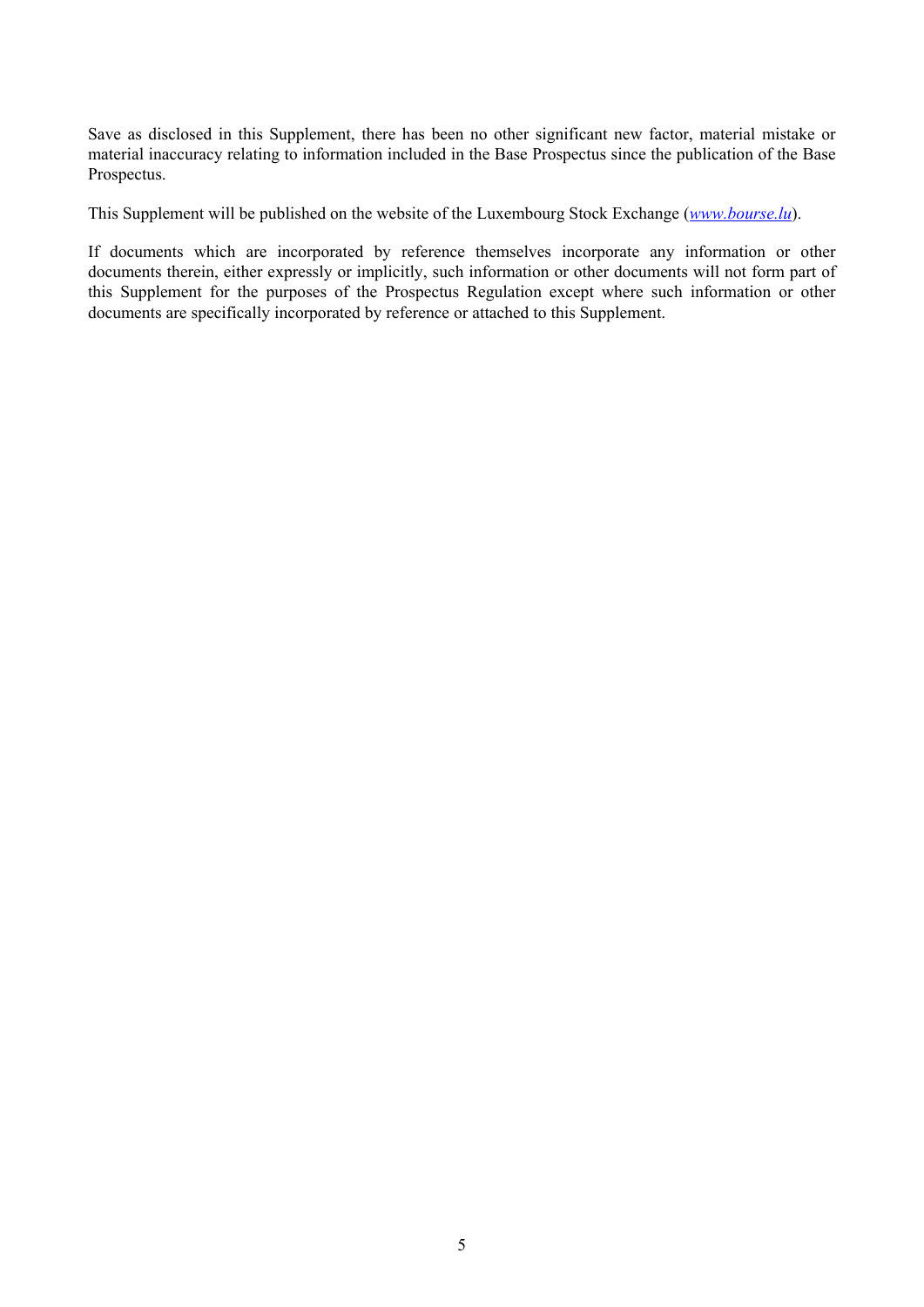Save as disclosed in this Supplement, there has been no other significant new factor, material mistake or material inaccuracy relating to information included in the Base Prospectus since the publication of the Base Prospectus.

This Supplement will be published on the website of the Luxembourg Stock Exchange (*www.bourse.lu*).

If documents which are incorporated by reference themselves incorporate any information or other documents therein, either expressly or implicitly, such information or other documents will not form part of this Supplement for the purposes of the Prospectus Regulation except where such information or other documents are specifically incorporated by reference or attached to this Supplement.